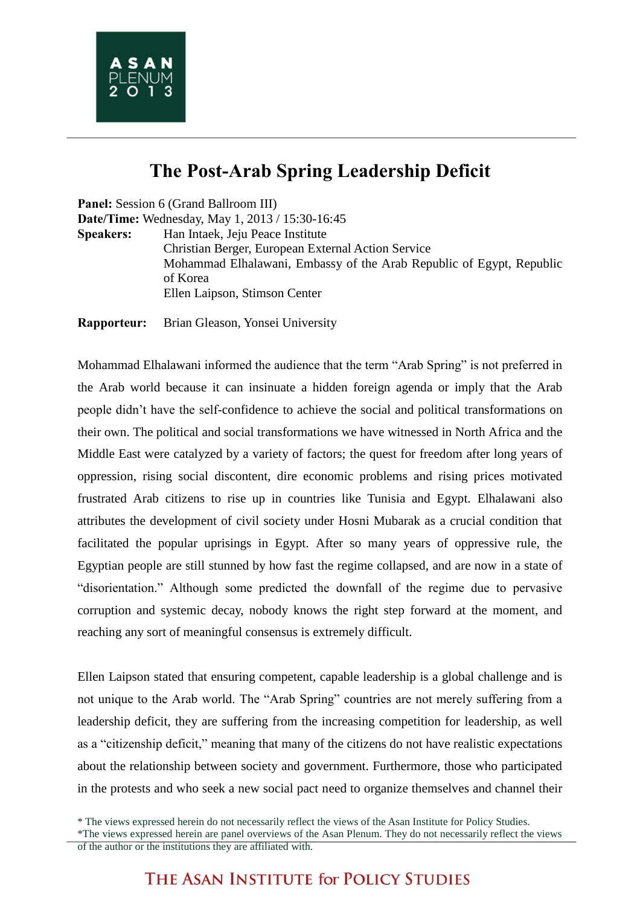# The Post-Arab Spring Leadership Deficit

**Panel:** Session 6 (Grand Ballroom III)
**Date/Time:** Wednesday, May 1, 2013 / 15:30-16:45
**Speakers:** Han Intaek, Jeju Peace Institute
Christian Berger, European External Action Service
Mohammad Elhalawani, Embassy of the Arab Republic of Egypt, Republic of Korea
Ellen Laipson, Stimson Center

**Rapporteur:** Brian Gleason, Yonsei University

Mohammad Elhalawani informed the audience that the term "Arab Spring" is not preferred in the Arab world because it can insinuate a hidden foreign agenda or imply that the Arab people didn't have the self-confidence to achieve the social and political transformations on their own. The political and social transformations we have witnessed in North Africa and the Middle East were catalyzed by a variety of factors; the quest for freedom after long years of oppression, rising social discontent, dire economic problems and rising prices motivated frustrated Arab citizens to rise up in countries like Tunisia and Egypt. Elhalawani also attributes the development of civil society under Hosni Mubarak as a crucial condition that facilitated the popular uprisings in Egypt. After so many years of oppressive rule, the Egyptian people are still stunned by how fast the regime collapsed, and are now in a state of "disorientation." Although some predicted the downfall of the regime due to pervasive corruption and systemic decay, nobody knows the right step forward at the moment, and reaching any sort of meaningful consensus is extremely difficult.

Ellen Laipson stated that ensuring competent, capable leadership is a global challenge and is not unique to the Arab world. The "Arab Spring" countries are not merely suffering from a leadership deficit, they are suffering from the increasing competition for leadership, as well as a "citizenship deficit," meaning that many of the citizens do not have realistic expectations about the relationship between society and government. Furthermore, those who participated in the protests and who seek a new social pact need to organize themselves and channel their

\* The views expressed herein do not necessarily reflect the views of the Asan Institute for Policy Studies.
\*The views expressed herein are panel overviews of the Asan Plenum. They do not necessarily reflect the views of the author or the institutions they are affiliated with.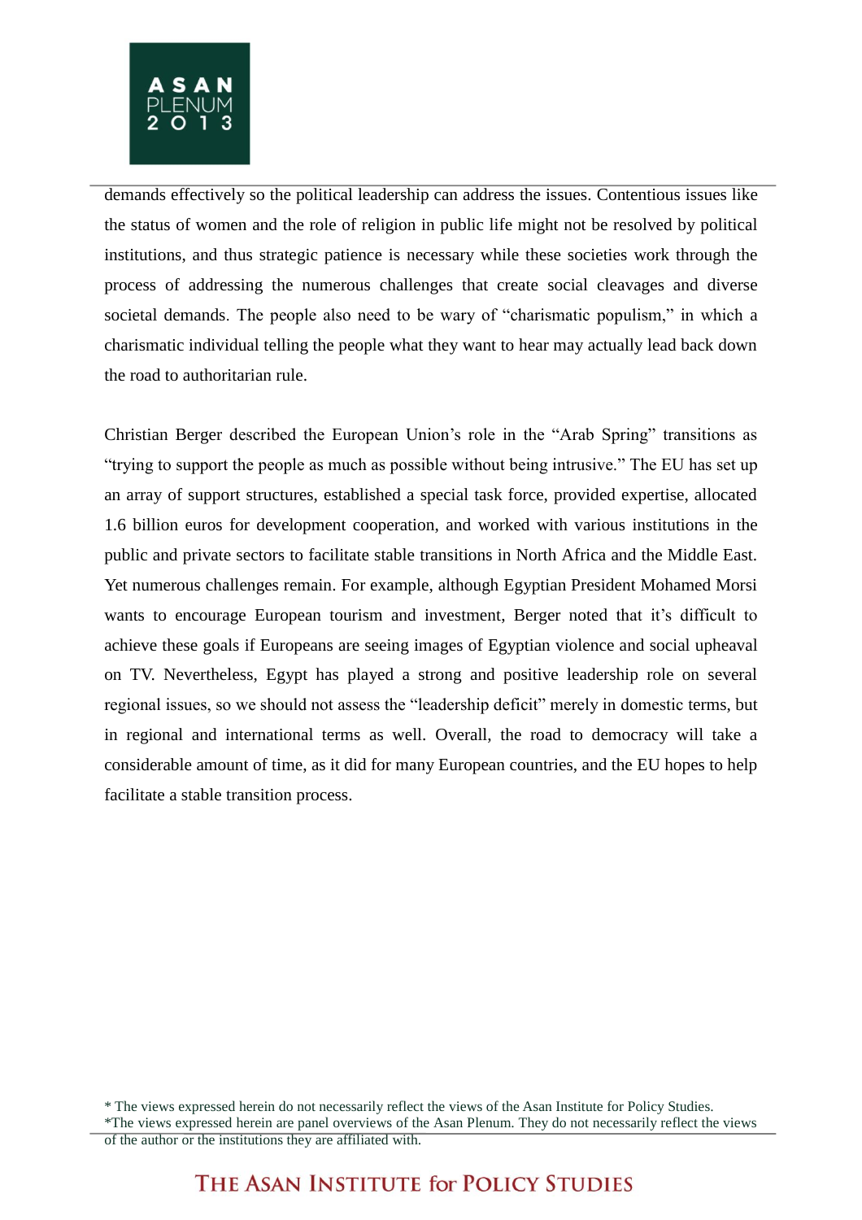demands effectively so the political leadership can address the issues. Contentious issues like the status of women and the role of religion in public life might not be resolved by political institutions, and thus strategic patience is necessary while these societies work through the process of addressing the numerous challenges that create social cleavages and diverse societal demands. The people also need to be wary of "charismatic populism," in which a charismatic individual telling the people what they want to hear may actually lead back down the road to authoritarian rule.

Christian Berger described the European Union's role in the "Arab Spring" transitions as "trying to support the people as much as possible without being intrusive." The EU has set up an array of support structures, established a special task force, provided expertise, allocated 1.6 billion euros for development cooperation, and worked with various institutions in the public and private sectors to facilitate stable transitions in North Africa and the Middle East. Yet numerous challenges remain. For example, although Egyptian President Mohamed Morsi wants to encourage European tourism and investment, Berger noted that it's difficult to achieve these goals if Europeans are seeing images of Egyptian violence and social upheaval on TV. Nevertheless, Egypt has played a strong and positive leadership role on several regional issues, so we should not assess the "leadership deficit" merely in domestic terms, but in regional and international terms as well. Overall, the road to democracy will take a considerable amount of time, as it did for many European countries, and the EU hopes to help facilitate a stable transition process.

* The views expressed herein do not necessarily reflect the views of the Asan Institute for Policy Studies.
*The views expressed herein are panel overviews of the Asan Plenum. They do not necessarily reflect the views of the author or the institutions they are affiliated with.